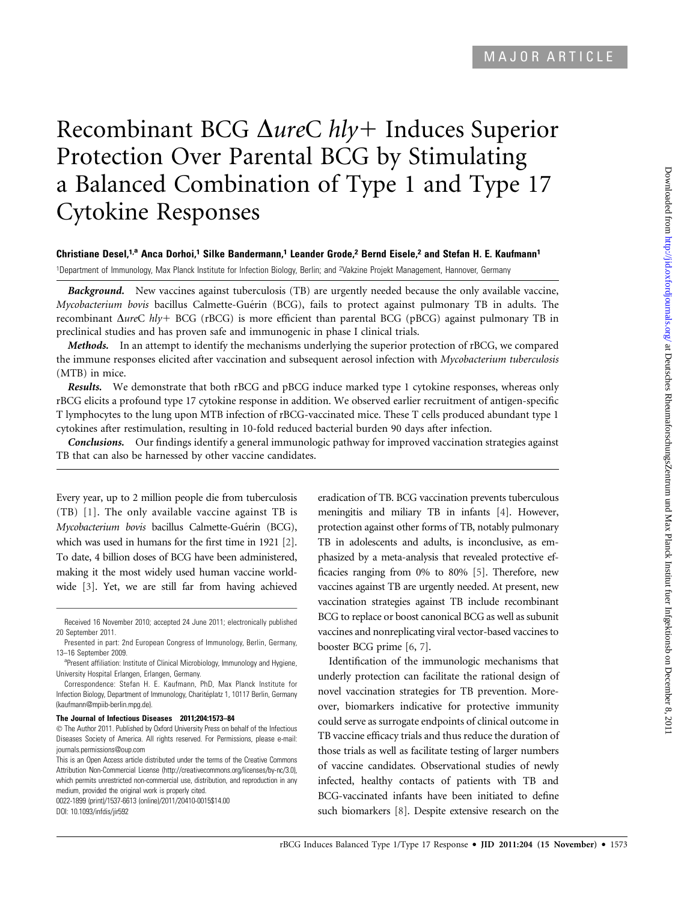MAJOR ARTICLE

# Recombinant BCG Δ*ure*C *hly*+ Induces Superior Protection Over Parental BCG by Stimulating a Balanced Combination of Type 1 and Type 17 Cytokine Responses

**Christiane Desel,[1,a] Anca Dorhoi,[1] Silke Bandermann,[1] Leander Grode,[2] Bernd Eisele,[2] and Stefan H. E. Kaufmann[1]**

[1]Department of Immunology, Max Planck Institute for Infection Biology, Berlin; and [2]Vakzine Projekt Management, Hannover, Germany

***Background.*** New vaccines against tuberculosis (TB) are urgently needed because the only available vaccine, *Mycobacterium bovis* bacillus Calmette-Guérin (BCG), fails to protect against pulmonary TB in adults. The recombinant Δ*ure*C *hly*+ BCG (rBCG) is more efficient than parental BCG (pBCG) against pulmonary TB in preclinical studies and has proven safe and immunogenic in phase I clinical trials.

***Methods.*** In an attempt to identify the mechanisms underlying the superior protection of rBCG, we compared the immune responses elicited after vaccination and subsequent aerosol infection with *Mycobacterium tuberculosis* (MTB) in mice.

***Results.*** We demonstrate that both rBCG and pBCG induce marked type 1 cytokine responses, whereas only rBCG elicits a profound type 17 cytokine response in addition. We observed earlier recruitment of antigen-specific T lymphocytes to the lung upon MTB infection of rBCG-vaccinated mice. These T cells produced abundant type 1 cytokines after restimulation, resulting in 10-fold reduced bacterial burden 90 days after infection.

***Conclusions.*** Our findings identify a general immunologic pathway for improved vaccination strategies against TB that can also be harnessed by other vaccine candidates.

Every year, up to 2 million people die from tuberculosis (TB) [1]. The only available vaccine against TB is *Mycobacterium bovis* bacillus Calmette-Guérin (BCG), which was used in humans for the first time in 1921 [2]. To date, 4 billion doses of BCG have been administered, making it the most widely used human vaccine worldwide [3]. Yet, we are still far from having achieved eradication of TB. BCG vaccination prevents tuberculous meningitis and miliary TB in infants [4]. However, protection against other forms of TB, notably pulmonary TB in adolescents and adults, is inconclusive, as emphasized by a meta-analysis that revealed protective efficacies ranging from 0% to 80% [5]. Therefore, new vaccines against TB are urgently needed. At present, new vaccination strategies against TB include recombinant BCG to replace or boost canonical BCG as well as subunit vaccines and nonreplicating viral vector-based vaccines to booster BCG prime [6, 7].

Identification of the immunologic mechanisms that underly protection can facilitate the rational design of novel vaccination strategies for TB prevention. Moreover, biomarkers indicative for protective immunity could serve as surrogate endpoints of clinical outcome in TB vaccine efficacy trials and thus reduce the duration of those trials as well as facilitate testing of larger numbers of vaccine candidates. Observational studies of newly infected, healthy contacts of patients with TB and BCG-vaccinated infants have been initiated to define such biomarkers [8]. Despite extensive research on the

---

Received 16 November 2010; accepted 24 June 2011; electronically published 20 September 2011.

Presented in part: 2nd European Congress of Immunology, Berlin, Germany, 13–16 September 2009.

[a]Present affiliation: Institute of Clinical Microbiology, Immunology and Hygiene, University Hospital Erlangen, Erlangen, Germany.

Correspondence: Stefan H. E. Kaufmann, PhD, Max Planck Institute for Infection Biology, Department of Immunology, Charitéplatz 1, 10117 Berlin, Germany (kaufmann@mpiib-berlin.mpg.de).

**The Journal of Infectious Diseases 2011;204:1573–84**

© The Author 2011. Published by Oxford University Press on behalf of the Infectious Diseases Society of America. All rights reserved. For Permissions, please e-mail: journals.permissions@oup.com

This is an Open Access article distributed under the terms of the Creative Commons Attribution Non-Commercial License (http://creativecommons.org/licenses/by-nc/3.0), which permits unrestricted non-commercial use, distribution, and reproduction in any medium, provided the original work is properly cited.

0022-1899 (print)/1537-6613 (online)/2011/20410-0015$14.00

DOI: 10.1093/infdis/jir592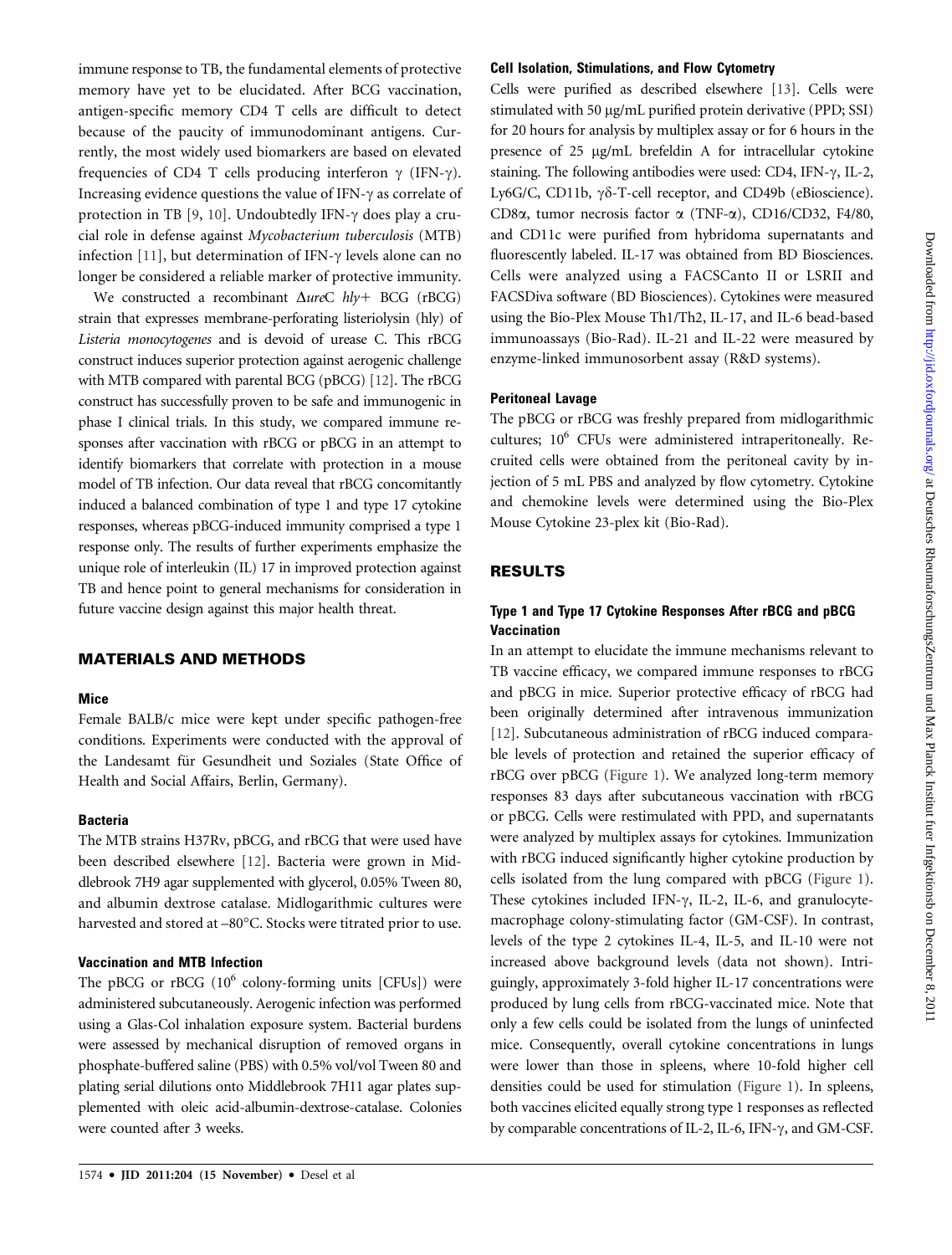immune response to TB, the fundamental elements of protective memory have yet to be elucidated. After BCG vaccination, antigen-specific memory CD4 T cells are difficult to detect because of the paucity of immunodominant antigens. Currently, the most widely used biomarkers are based on elevated frequencies of CD4 T cells producing interferon γ (IFN-γ). Increasing evidence questions the value of IFN-γ as correlate of protection in TB [9, 10]. Undoubtedly IFN-γ does play a crucial role in defense against *Mycobacterium tuberculosis* (MTB) infection [11], but determination of IFN-γ levels alone can no longer be considered a reliable marker of protective immunity.

We constructed a recombinant Δ*ure*C *hly*+ BCG (rBCG) strain that expresses membrane-perforating listeriolysin (hly) of *Listeria monocytogenes* and is devoid of urease C. This rBCG construct induces superior protection against aerogenic challenge with MTB compared with parental BCG (pBCG) [12]. The rBCG construct has successfully proven to be safe and immunogenic in phase I clinical trials. In this study, we compared immune responses after vaccination with rBCG or pBCG in an attempt to identify biomarkers that correlate with protection in a mouse model of TB infection. Our data reveal that rBCG concomitantly induced a balanced combination of type 1 and type 17 cytokine responses, whereas pBCG-induced immunity comprised a type 1 response only. The results of further experiments emphasize the unique role of interleukin (IL) 17 in improved protection against TB and hence point to general mechanisms for consideration in future vaccine design against this major health threat.

## MATERIALS AND METHODS

### Mice

Female BALB/c mice were kept under specific pathogen-free conditions. Experiments were conducted with the approval of the Landesamt für Gesundheit und Soziales (State Office of Health and Social Affairs, Berlin, Germany).

### Bacteria

The MTB strains H37Rv, pBCG, and rBCG that were used have been described elsewhere [12]. Bacteria were grown in Middlebrook 7H9 agar supplemented with glycerol, 0.05% Tween 80, and albumin dextrose catalase. Midlogarithmic cultures were harvested and stored at –80°C. Stocks were titrated prior to use.

### Vaccination and MTB Infection

The pBCG or rBCG ($10^6$ colony-forming units [CFUs]) were administered subcutaneously. Aerogenic infection was performed using a Glas-Col inhalation exposure system. Bacterial burdens were assessed by mechanical disruption of removed organs in phosphate-buffered saline (PBS) with 0.5% vol/vol Tween 80 and plating serial dilutions onto Middlebrook 7H11 agar plates supplemented with oleic acid-albumin-dextrose-catalase. Colonies were counted after 3 weeks.

### Cell Isolation, Stimulations, and Flow Cytometry

Cells were purified as described elsewhere [13]. Cells were stimulated with 50 μg/mL purified protein derivative (PPD; SSI) for 20 hours for analysis by multiplex assay or for 6 hours in the presence of 25 μg/mL brefeldin A for intracellular cytokine staining. The following antibodies were used: CD4, IFN-γ, IL-2, Ly6G/C, CD11b, γδ-T-cell receptor, and CD49b (eBioscience). CD8α, tumor necrosis factor α (TNF-α), CD16/CD32, F4/80, and CD11c were purified from hybridoma supernatants and fluorescently labeled. IL-17 was obtained from BD Biosciences. Cells were analyzed using a FACSCanto II or LSRII and FACSDiva software (BD Biosciences). Cytokines were measured using the Bio-Plex Mouse Th1/Th2, IL-17, and IL-6 bead-based immunoassays (Bio-Rad). IL-21 and IL-22 were measured by enzyme-linked immunosorbent assay (R&D systems).

### Peritoneal Lavage

The pBCG or rBCG was freshly prepared from midlogarithmic cultures; $10^6$ CFUs were administered intraperitoneally. Recruited cells were obtained from the peritoneal cavity by injection of 5 mL PBS and analyzed by flow cytometry. Cytokine and chemokine levels were determined using the Bio-Plex Mouse Cytokine 23-plex kit (Bio-Rad).

## RESULTS

### Type 1 and Type 17 Cytokine Responses After rBCG and pBCG Vaccination

In an attempt to elucidate the immune mechanisms relevant to TB vaccine efficacy, we compared immune responses to rBCG and pBCG in mice. Superior protective efficacy of rBCG had been originally determined after intravenous immunization [12]. Subcutaneous administration of rBCG induced comparable levels of protection and retained the superior efficacy of rBCG over pBCG (Figure 1). We analyzed long-term memory responses 83 days after subcutaneous vaccination with rBCG or pBCG. Cells were restimulated with PPD, and supernatants were analyzed by multiplex assays for cytokines. Immunization with rBCG induced significantly higher cytokine production by cells isolated from the lung compared with pBCG (Figure 1). These cytokines included IFN-γ, IL-2, IL-6, and granulocyte-macrophage colony-stimulating factor (GM-CSF). In contrast, levels of the type 2 cytokines IL-4, IL-5, and IL-10 were not increased above background levels (data not shown). Intriguingly, approximately 3-fold higher IL-17 concentrations were produced by lung cells from rBCG-vaccinated mice. Note that only a few cells could be isolated from the lungs of uninfected mice. Consequently, overall cytokine concentrations in lungs were lower than those in spleens, where 10-fold higher cell densities could be used for stimulation (Figure 1). In spleens, both vaccines elicited equally strong type 1 responses as reflected by comparable concentrations of IL-2, IL-6, IFN-γ, and GM-CSF.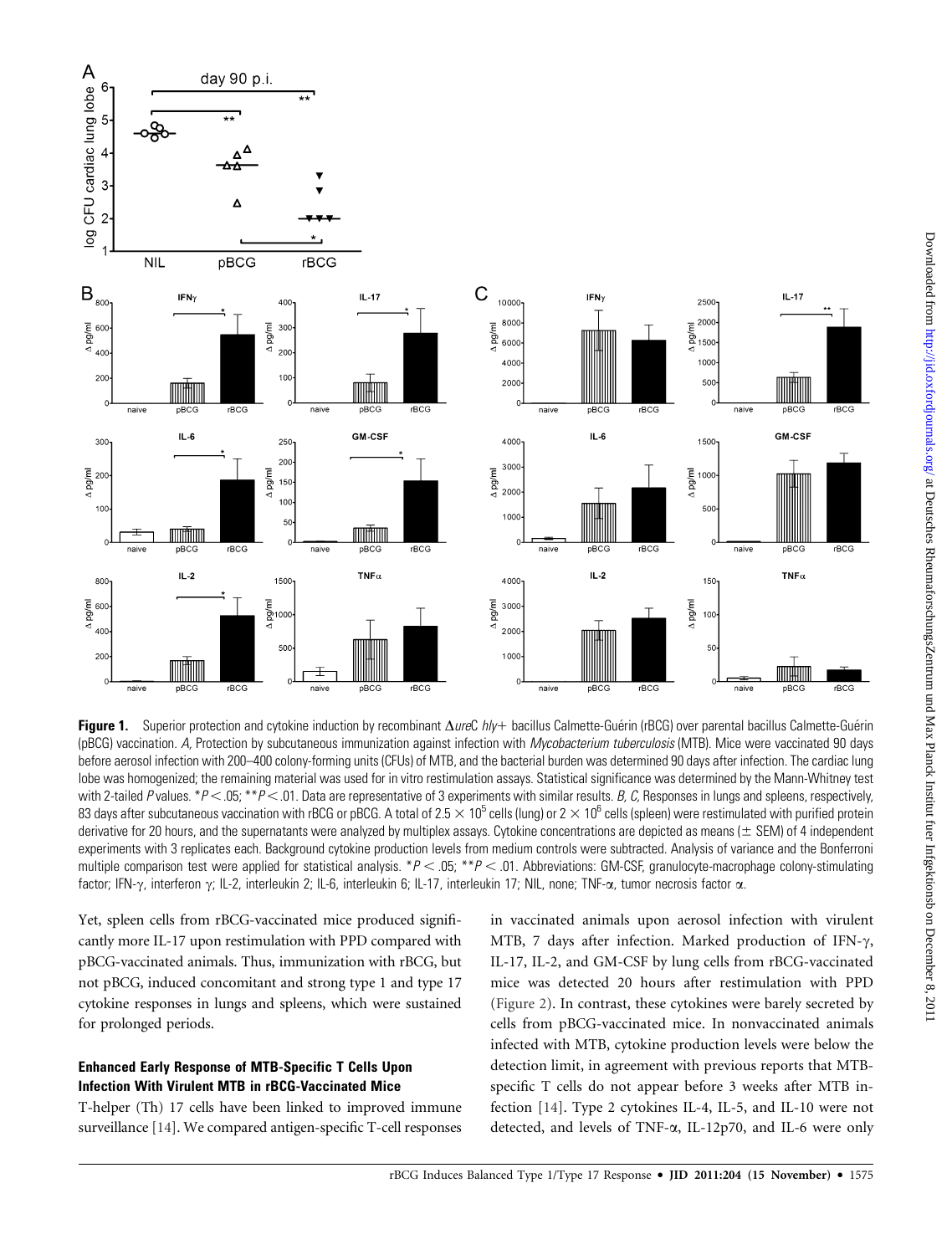**Figure 1.** Superior protection and cytokine induction by recombinant Δ*ure*C *hly*+ bacillus Calmette-Guérin (rBCG) over parental bacillus Calmette-Guérin (pBCG) vaccination. *A,* Protection by subcutaneous immunization against infection with *Mycobacterium tuberculosis* (MTB). Mice were vaccinated 90 days before aerosol infection with 200–400 colony-forming units (CFUs) of MTB, and the bacterial burden was determined 90 days after infection. The cardiac lung lobe was homogenized; the remaining material was used for in vitro restimulation assays. Statistical significance was determined by the Mann-Whitney test with 2-tailed *P* values. $*P < .05$; $**P < .01$. Data are representative of 3 experiments with similar results. *B, C,* Responses in lungs and spleens, respectively, 83 days after subcutaneous vaccination with rBCG or pBCG. A total of $2.5 \times 10^5$ cells (lung) or $2 \times 10^6$ cells (spleen) were restimulated with purified protein derivative for 20 hours, and the supernatants were analyzed by multiplex assays. Background cytokine production levels from medium controls were subtracted. Analysis of variance and the Bonferroni multiple comparison test were applied for statistical analysis. $*P < .05$; $**P < .01$. Abbreviations: GM-CSF, granulocyte-macrophage colony-stimulating factor; IFN-γ, interferon γ; IL-2, interleukin 2; IL-6, interleukin 6; IL-17, interleukin 17; NIL, none; TNF-α, tumor necrosis factor α.

Yet, spleen cells from rBCG-vaccinated mice produced significantly more IL-17 upon restimulation with PPD compared with pBCG-vaccinated animals. Thus, immunization with rBCG, but not pBCG, induced concomitant and strong type 1 and type 17 cytokine responses in lungs and spleens, which were sustained for prolonged periods.

## Enhanced Early Response of MTB-Specific T Cells Upon Infection With Virulent MTB in rBCG-Vaccinated Mice

T-helper (Th) 17 cells have been linked to improved immune surveillance [14]. We compared antigen-specific T-cell responses in vaccinated animals upon aerosol infection with virulent MTB, 7 days after infection. Marked production of IFN-γ, IL-17, IL-2, and GM-CSF by lung cells from rBCG-vaccinated mice was detected 20 hours after restimulation with PPD (Figure 2). In contrast, these cytokines were barely secreted by cells from pBCG-vaccinated mice. In nonvaccinated animals infected with MTB, cytokine production levels were below the detection limit, in agreement with previous reports that MTB-specific T cells do not appear before 3 weeks after MTB infection [14]. Type 2 cytokines IL-4, IL-5, and IL-10 were not detected, and levels of TNF-α, IL-12p70, and IL-6 were only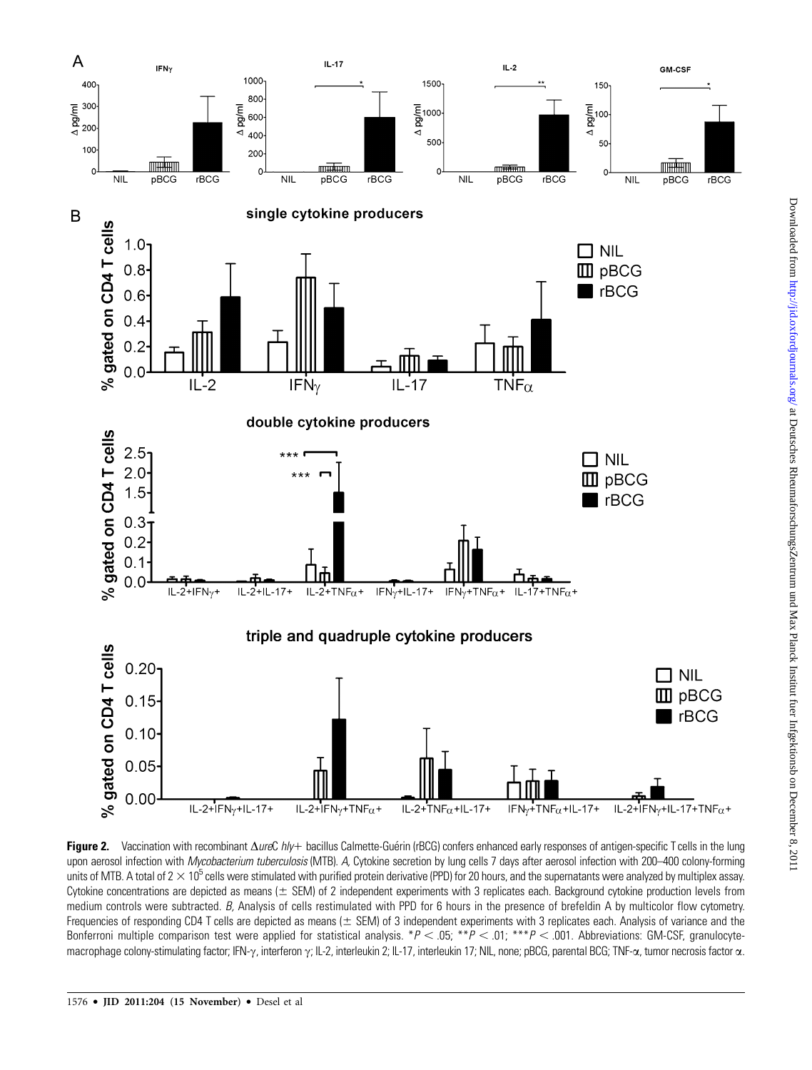**Figure 2.** Vaccination with recombinant Δ*ure*C *hly*+ bacillus Calmette-Guérin (rBCG) confers enhanced early responses of antigen-specific T cells in the lung upon aerosol infection with *Mycobacterium tuberculosis* (MTB). *A,* Cytokine secretion by lung cells 7 days after aerosol infection with 200–400 colony-forming units of MTB. A total of $2 \times 10^5$ cells were stimulated with purified protein derivative (PPD) for 20 hours, and the supernatants were analyzed by multiplex assay. Cytokine concentrations are depicted as means (± SEM) of 2 independent experiments with 3 replicates each. Background cytokine production levels from medium controls were subtracted. *B,* Analysis of cells restimulated with PPD for 6 hours in the presence of brefeldin A by multicolor flow cytometry. Frequencies of responding CD4 T cells are depicted as means (± SEM) of 3 independent experiments with 3 replicates each. Analysis of variance and the Bonferroni multiple comparison test were applied for statistical analysis. \*$P < .05$; \*\*$P < .01$; \*\*\*$P < .001$. Abbreviations: GM-CSF, granulocyte-macrophage colony-stimulating factor; IFN-γ, interferon γ; IL-2, interleukin 2; IL-17, interleukin 17; NIL, none; pBCG, parental BCG; TNF-α, tumor necrosis factor α.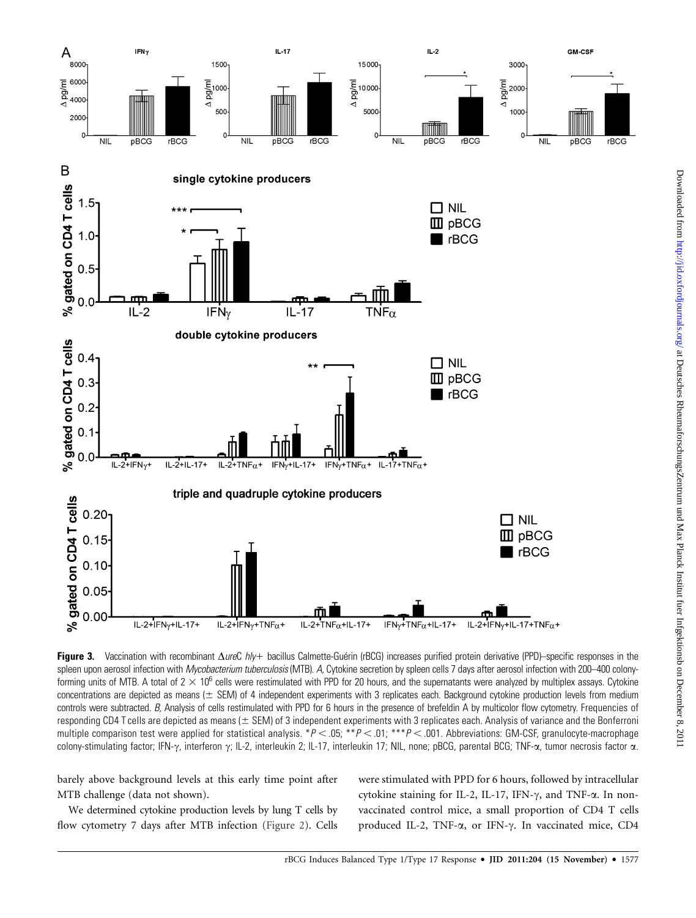**Figure 3.** Vaccination with recombinant Δ*ureC hly*+ bacillus Calmette-Guérin (rBCG) increases purified protein derivative (PPD)–specific responses in the spleen upon aerosol infection with *Mycobacterium tuberculosis* (MTB). *A,* Cytokine secretion by spleen cells 7 days after aerosol infection with 200–400 colony-forming units of MTB. A total of $2 \times 10^6$ cells were restimulated with PPD for 20 hours, and the supernatants were analyzed by multiplex assays. Cytokine concentrations are depicted as means (± SEM) of 4 independent experiments with 3 replicates each. Background cytokine production levels from medium controls were subtracted. *B,* Analysis of cells restimulated with PPD for 6 hours in the presence of brefeldin A by multicolor flow cytometry. Frequencies of responding CD4 T cells are depicted as means (± SEM) of 3 independent experiments with 3 replicates each. Analysis of variance and the Bonferroni multiple comparison test were applied for statistical analysis. $*P < .05$; $**P < .01$; $***P < .001$. Abbreviations: GM-CSF, granulocyte-macrophage colony-stimulating factor; IFN-γ, interferon γ; IL-2, interleukin 2; IL-17, interleukin 17; NIL, none; pBCG, parental BCG; TNF-α, tumor necrosis factor α.

barely above background levels at this early time point after MTB challenge (data not shown).

We determined cytokine production levels by lung T cells by flow cytometry 7 days after MTB infection (Figure 2). Cells were stimulated with PPD for 6 hours, followed by intracellular cytokine staining for IL-2, IL-17, IFN-γ, and TNF-α. In nonvaccinated control mice, a small proportion of CD4 T cells produced IL-2, TNF-α, or IFN-γ. In vaccinated mice, CD4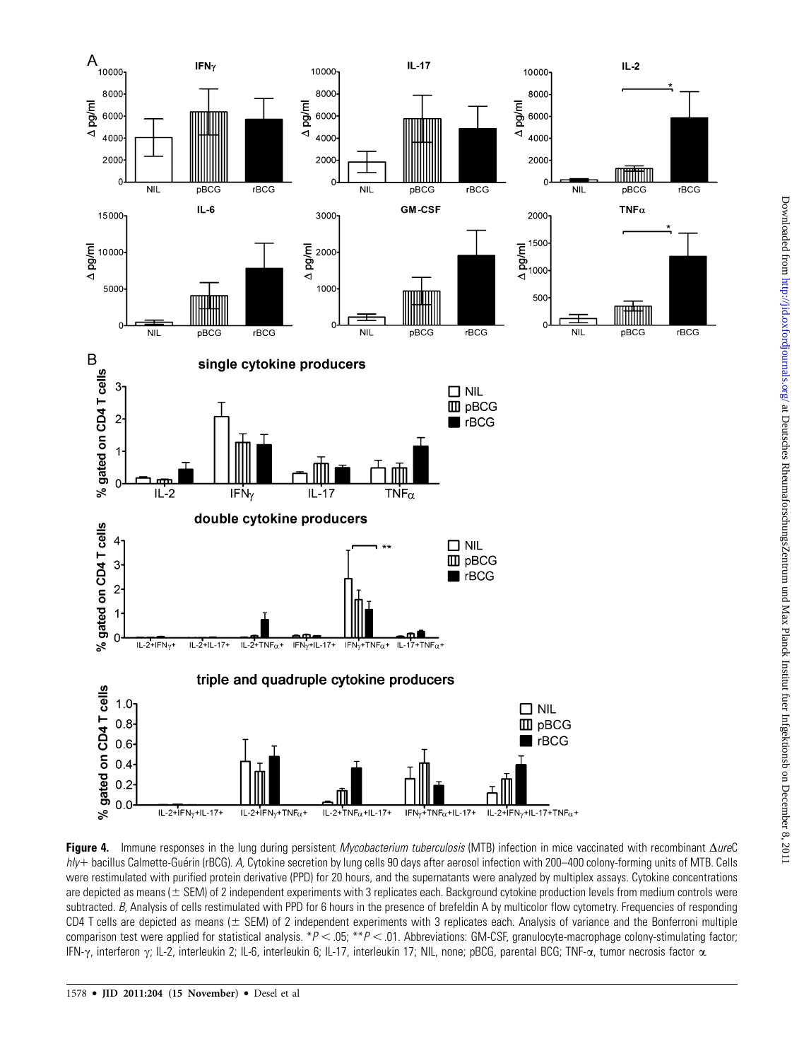**Figure 4.** Immune responses in the lung during persistent *Mycobacterium tuberculosis* (MTB) infection in mice vaccinated with recombinant Δ*ureC hly*+ bacillus Calmette-Guérin (rBCG). *A,* Cytokine secretion by lung cells 90 days after aerosol infection with 200–400 colony-forming units of MTB. Cells were restimulated with purified protein derivative (PPD) for 20 hours, and the supernatants were analyzed by multiplex assays. Cytokine concentrations are depicted as means (± SEM) of 2 independent experiments with 3 replicates each. Background cytokine production levels from medium controls were subtracted. *B,* Analysis of cells restimulated with PPD for 6 hours in the presence of brefeldin A by multicolor flow cytometry. Frequencies of responding CD4 T cells are depicted as means (± SEM) of 2 independent experiments with 3 replicates each. Analysis of variance and the Bonferroni multiple comparison test were applied for statistical analysis. *$P < .05$; **$P < .01$. Abbreviations: GM-CSF, granulocyte-macrophage colony-stimulating factor; IFN-γ, interferon γ; IL-2, interleukin 2; IL-6, interleukin 6; IL-17, interleukin 17; NIL, none; pBCG, parental BCG; TNF-α, tumor necrosis factor α.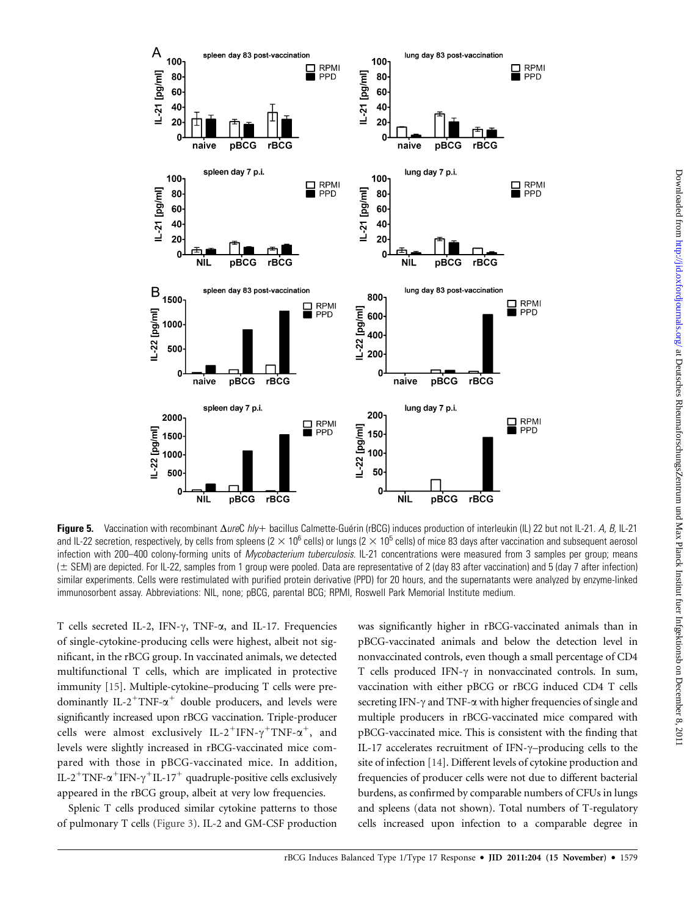**Figure 5.** Vaccination with recombinant Δ*ure*C *hly*+ bacillus Calmette-Guérin (rBCG) induces production of interleukin (IL) 22 but not IL-21. *A, B,* IL-21 and IL-22 secretion, respectively, by cells from spleens ($2 \times 10^6$ cells) or lungs ($2 \times 10^5$ cells) of mice 83 days after vaccination and subsequent aerosol infection with 200–400 colony-forming units of *Mycobacterium tuberculosis*. IL-21 concentrations were measured from 3 samples per group; means (± SEM) are depicted. For IL-22, samples from 1 group were pooled. Data are representative of 2 (day 83 after vaccination) and 5 (day 7 after infection) similar experiments. Cells were restimulated with purified protein derivative (PPD) for 20 hours, and the supernatants were analyzed by enzyme-linked immunosorbent assay. Abbreviations: NIL, none; pBCG, parental BCG; RPMI, Roswell Park Memorial Institute medium.

T cells secreted IL-2, IFN-γ, TNF-α, and IL-17. Frequencies of single-cytokine-producing cells were highest, albeit not significant, in the rBCG group. In vaccinated animals, we detected multifunctional T cells, which are implicated in protective immunity [15]. Multiple-cytokine–producing T cells were predominantly IL-2$^+$TNF-α$^+$ double producers, and levels were significantly increased upon rBCG vaccination. Triple-producer cells were almost exclusively IL-2$^+$IFN-γ$^+$TNF-α$^+$, and levels were slightly increased in rBCG-vaccinated mice compared with those in pBCG-vaccinated mice. In addition, IL-2$^+$TNF-α$^+$IFN-γ$^+$IL-17$^+$ quadruple-positive cells exclusively appeared in the rBCG group, albeit at very low frequencies.

Splenic T cells produced similar cytokine patterns to those of pulmonary T cells (Figure 3). IL-2 and GM-CSF production was significantly higher in rBCG-vaccinated animals than in pBCG-vaccinated animals and below the detection level in nonvaccinated controls, even though a small percentage of CD4 T cells produced IFN-γ in nonvaccinated controls. In sum, vaccination with either pBCG or rBCG induced CD4 T cells secreting IFN-γ and TNF-α with higher frequencies of single and multiple producers in rBCG-vaccinated mice compared with pBCG-vaccinated mice. This is consistent with the finding that IL-17 accelerates recruitment of IFN-γ–producing cells to the site of infection [14]. Different levels of cytokine production and frequencies of producer cells were not due to different bacterial burdens, as confirmed by comparable numbers of CFUs in lungs and spleens (data not shown). Total numbers of T-regulatory cells increased upon infection to a comparable degree in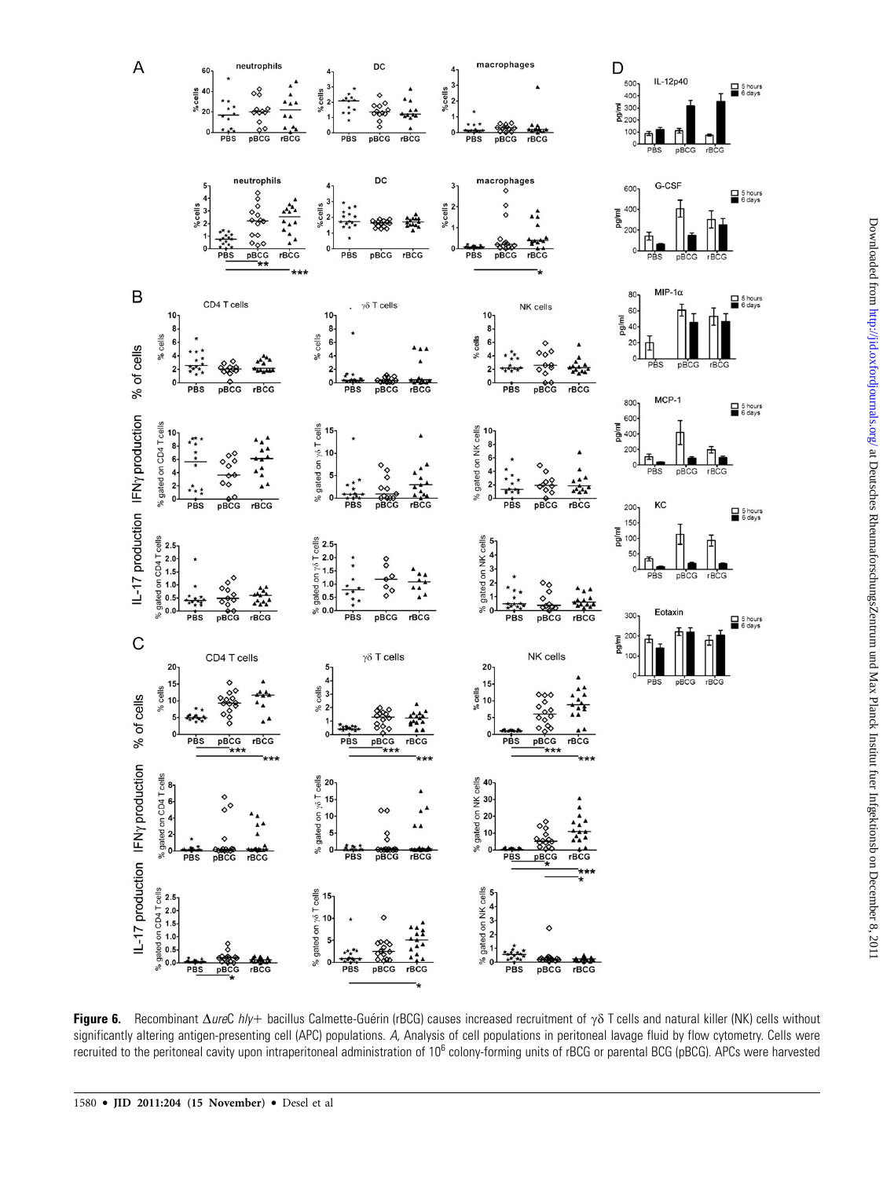**Figure 6.** Recombinant Δ*ureC hly*+ bacillus Calmette-Guérin (rBCG) causes increased recruitment of γδ T cells and natural killer (NK) cells without significantly altering antigen-presenting cell (APC) populations. *A,* Analysis of cell populations in peritoneal lavage fluid by flow cytometry. Cells were recruited to the peritoneal cavity upon intraperitoneal administration of $10^6$ colony-forming units of rBCG or parental BCG (pBCG). APCs were harvested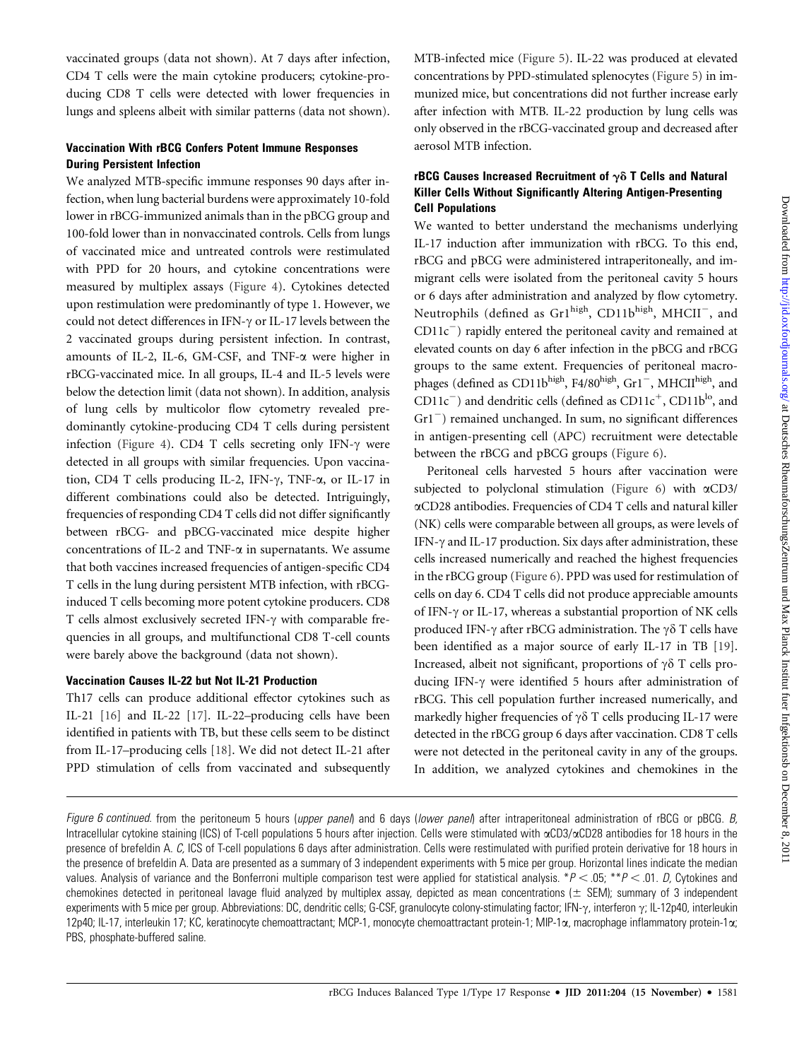vaccinated groups (data not shown). At 7 days after infection, CD4 T cells were the main cytokine producers; cytokine-producing CD8 T cells were detected with lower frequencies in lungs and spleens albeit with similar patterns (data not shown).

### Vaccination With rBCG Confers Potent Immune Responses During Persistent Infection

We analyzed MTB-specific immune responses 90 days after infection, when lung bacterial burdens were approximately 10-fold lower in rBCG-immunized animals than in the pBCG group and 100-fold lower than in nonvaccinated controls. Cells from lungs of vaccinated mice and untreated controls were restimulated with PPD for 20 hours, and cytokine concentrations were measured by multiplex assays (Figure 4). Cytokines detected upon restimulation were predominantly of type 1. However, we could not detect differences in IFN-γ or IL-17 levels between the 2 vaccinated groups during persistent infection. In contrast, amounts of IL-2, IL-6, GM-CSF, and TNF-α were higher in rBCG-vaccinated mice. In all groups, IL-4 and IL-5 levels were below the detection limit (data not shown). In addition, analysis of lung cells by multicolor flow cytometry revealed predominantly cytokine-producing CD4 T cells during persistent infection (Figure 4). CD4 T cells secreting only IFN-γ were detected in all groups with similar frequencies. Upon vaccination, CD4 T cells producing IL-2, IFN-γ, TNF-α, or IL-17 in different combinations could also be detected. Intriguingly, frequencies of responding CD4 T cells did not differ significantly between rBCG- and pBCG-vaccinated mice despite higher concentrations of IL-2 and TNF-α in supernatants. We assume that both vaccines increased frequencies of antigen-specific CD4 T cells in the lung during persistent MTB infection, with rBCG-induced T cells becoming more potent cytokine producers. CD8 T cells almost exclusively secreted IFN-γ with comparable frequencies in all groups, and multifunctional CD8 T-cell counts were barely above the background (data not shown).

### Vaccination Causes IL-22 but Not IL-21 Production

Th17 cells can produce additional effector cytokines such as IL-21 [16] and IL-22 [17]. IL-22–producing cells have been identified in patients with TB, but these cells seem to be distinct from IL-17–producing cells [18]. We did not detect IL-21 after PPD stimulation of cells from vaccinated and subsequently MTB-infected mice (Figure 5). IL-22 was produced at elevated concentrations by PPD-stimulated splenocytes (Figure 5) in immunized mice, but concentrations did not further increase early after infection with MTB. IL-22 production by lung cells was only observed in the rBCG-vaccinated group and decreased after aerosol MTB infection.

### rBCG Causes Increased Recruitment of γδ T Cells and Natural Killer Cells Without Significantly Altering Antigen-Presenting Cell Populations

We wanted to better understand the mechanisms underlying IL-17 induction after immunization with rBCG. To this end, rBCG and pBCG were administered intraperitoneally, and immigrant cells were isolated from the peritoneal cavity 5 hours or 6 days after administration and analyzed by flow cytometry. Neutrophils (defined as Gr1$^{high}$, CD11b$^{high}$, MHCII$^{-}$, and CD11c$^{-}$) rapidly entered the peritoneal cavity and remained at elevated counts on day 6 after infection in the pBCG and rBCG groups to the same extent. Frequencies of peritoneal macrophages (defined as CD11b$^{high}$, F4/80$^{high}$, Gr1$^{-}$, MHCII$^{high}$, and CD11c$^{-}$) and dendritic cells (defined as CD11c$^{+}$, CD11b$^{lo}$, and Gr1$^{-}$) remained unchanged. In sum, no significant differences in antigen-presenting cell (APC) recruitment were detectable between the rBCG and pBCG groups (Figure 6).

Peritoneal cells harvested 5 hours after vaccination were subjected to polyclonal stimulation (Figure 6) with αCD3/αCD28 antibodies. Frequencies of CD4 T cells and natural killer (NK) cells were comparable between all groups, as were levels of IFN-γ and IL-17 production. Six days after administration, these cells increased numerically and reached the highest frequencies in the rBCG group (Figure 6). PPD was used for restimulation of cells on day 6. CD4 T cells did not produce appreciable amounts of IFN-γ or IL-17, whereas a substantial proportion of NK cells produced IFN-γ after rBCG administration. The γδ T cells have been identified as a major source of early IL-17 in TB [19]. Increased, albeit not significant, proportions of γδ T cells producing IFN-γ were identified 5 hours after administration of rBCG. This cell population further increased numerically, and markedly higher frequencies of γδ T cells producing IL-17 were detected in the rBCG group 6 days after vaccination. CD8 T cells were not detected in the peritoneal cavity in any of the groups. In addition, we analyzed cytokines and chemokines in the

*Figure 6 continued.* from the peritoneum 5 hours (*upper panel*) and 6 days (*lower panel*) after intraperitoneal administration of rBCG or pBCG. *B,* Intracellular cytokine staining (ICS) of T-cell populations 5 hours after injection. Cells were stimulated with αCD3/αCD28 antibodies for 18 hours in the presence of brefeldin A. *C,* ICS of T-cell populations 6 days after administration. Cells were restimulated with purified protein derivative for 18 hours in the presence of brefeldin A. Data are presented as a summary of 3 independent experiments with 5 mice per group. Horizontal lines indicate the median values. Analysis of variance and the Bonferroni multiple comparison test were applied for statistical analysis. *$P < .05$; **$P < .01$. *D,* Cytokines and chemokines detected in peritoneal lavage fluid analyzed by multiplex assay, depicted as mean concentrations (± SEM); summary of 3 independent experiments with 5 mice per group. Abbreviations: DC, dendritic cells; G-CSF, granulocyte colony-stimulating factor; IFN-γ, interferon γ; IL-12p40, interleukin 12p40; IL-17, interleukin 17; KC, keratinocyte chemoattractant; MCP-1, monocyte chemoattractant protein-1; MIP-1α, macrophage inflammatory protein-1α; PBS, phosphate-buffered saline.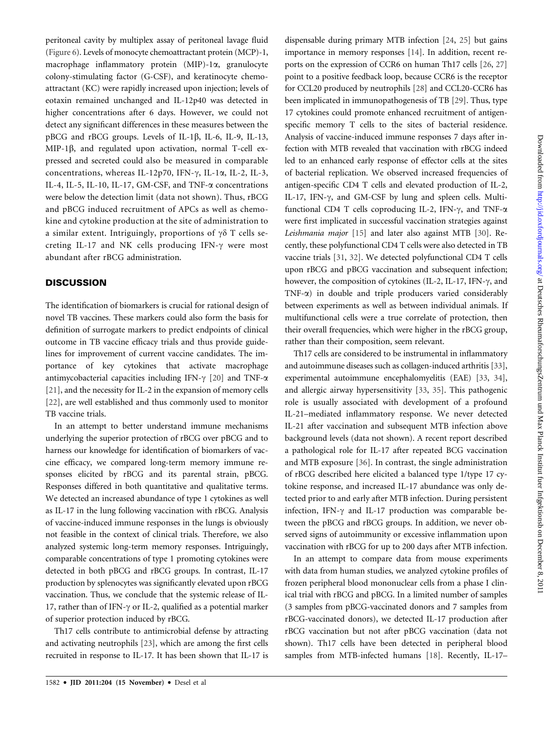peritoneal cavity by multiplex assay of peritoneal lavage fluid (Figure 6). Levels of monocyte chemoattractant protein (MCP)-1, macrophage inflammatory protein (MIP)-1α, granulocyte colony-stimulating factor (G-CSF), and keratinocyte chemoattractant (KC) were rapidly increased upon injection; levels of eotaxin remained unchanged and IL-12p40 was detected in higher concentrations after 6 days. However, we could not detect any significant differences in these measures between the pBCG and rBCG groups. Levels of IL-1β, IL-6, IL-9, IL-13, MIP-1β, and regulated upon activation, normal T-cell expressed and secreted could also be measured in comparable concentrations, whereas IL-12p70, IFN-γ, IL-1α, IL-2, IL-3, IL-4, IL-5, IL-10, IL-17, GM-CSF, and TNF-α concentrations were below the detection limit (data not shown). Thus, rBCG and pBCG induced recruitment of APCs as well as chemokine and cytokine production at the site of administration to a similar extent. Intriguingly, proportions of γδ T cells secreting IL-17 and NK cells producing IFN-γ were most abundant after rBCG administration.

## DISCUSSION

The identification of biomarkers is crucial for rational design of novel TB vaccines. These markers could also form the basis for definition of surrogate markers to predict endpoints of clinical outcome in TB vaccine efficacy trials and thus provide guidelines for improvement of current vaccine candidates. The importance of key cytokines that activate macrophage antimycobacterial capacities including IFN-γ [20] and TNF-α [21], and the necessity for IL-2 in the expansion of memory cells [22], are well established and thus commonly used to monitor TB vaccine trials.

In an attempt to better understand immune mechanisms underlying the superior protection of rBCG over pBCG and to harness our knowledge for identification of biomarkers of vaccine efficacy, we compared long-term memory immune responses elicited by rBCG and its parental strain, pBCG. Responses differed in both quantitative and qualitative terms. We detected an increased abundance of type 1 cytokines as well as IL-17 in the lung following vaccination with rBCG. Analysis of vaccine-induced immune responses in the lungs is obviously not feasible in the context of clinical trials. Therefore, we also analyzed systemic long-term memory responses. Intriguingly, comparable concentrations of type 1 promoting cytokines were detected in both pBCG and rBCG groups. In contrast, IL-17 production by splenocytes was significantly elevated upon rBCG vaccination. Thus, we conclude that the systemic release of IL-17, rather than of IFN-γ or IL-2, qualified as a potential marker of superior protection induced by rBCG.

Th17 cells contribute to antimicrobial defense by attracting and activating neutrophils [23], which are among the first cells recruited in response to IL-17. It has been shown that IL-17 is dispensable during primary MTB infection [24, 25] but gains importance in memory responses [14]. In addition, recent reports on the expression of CCR6 on human Th17 cells [26, 27] point to a positive feedback loop, because CCR6 is the receptor for CCL20 produced by neutrophils [28] and CCL20-CCR6 has been implicated in immunopathogenesis of TB [29]. Thus, type 17 cytokines could promote enhanced recruitment of antigen-specific memory T cells to the sites of bacterial residence. Analysis of vaccine-induced immune responses 7 days after infection with MTB revealed that vaccination with rBCG indeed led to an enhanced early response of effector cells at the sites of bacterial replication. We observed increased frequencies of antigen-specific CD4 T cells and elevated production of IL-2, IL-17, IFN-γ, and GM-CSF by lung and spleen cells. Multifunctional CD4 T cells coproducing IL-2, IFN-γ, and TNF-α were first implicated in successful vaccination strategies against *Leishmania major* [15] and later also against MTB [30]. Recently, these polyfunctional CD4 T cells were also detected in TB vaccine trials [31, 32]. We detected polyfunctional CD4 T cells upon rBCG and pBCG vaccination and subsequent infection; however, the composition of cytokines (IL-2, IL-17, IFN-γ, and TNF-α) in double and triple producers varied considerably between experiments as well as between individual animals. If multifunctional cells were a true correlate of protection, then their overall frequencies, which were higher in the rBCG group, rather than their composition, seem relevant.

Th17 cells are considered to be instrumental in inflammatory and autoimmune diseases such as collagen-induced arthritis [33], experimental autoimmune encephalomyelitis (EAE) [33, 34], and allergic airway hypersensitivity [33, 35]. This pathogenic role is usually associated with development of a profound IL-21–mediated inflammatory response. We never detected IL-21 after vaccination and subsequent MTB infection above background levels (data not shown). A recent report described a pathological role for IL-17 after repeated BCG vaccination and MTB exposure [36]. In contrast, the single administration of rBCG described here elicited a balanced type 1/type 17 cytokine response, and increased IL-17 abundance was only detected prior to and early after MTB infection. During persistent infection, IFN-γ and IL-17 production was comparable between the pBCG and rBCG groups. In addition, we never observed signs of autoimmunity or excessive inflammation upon vaccination with rBCG for up to 200 days after MTB infection.

In an attempt to compare data from mouse experiments with data from human studies, we analyzed cytokine profiles of frozen peripheral blood mononuclear cells from a phase I clinical trial with rBCG and pBCG. In a limited number of samples (3 samples from pBCG-vaccinated donors and 7 samples from rBCG-vaccinated donors), we detected IL-17 production after rBCG vaccination but not after pBCG vaccination (data not shown). Th17 cells have been detected in peripheral blood samples from MTB-infected humans [18]. Recently, IL-17–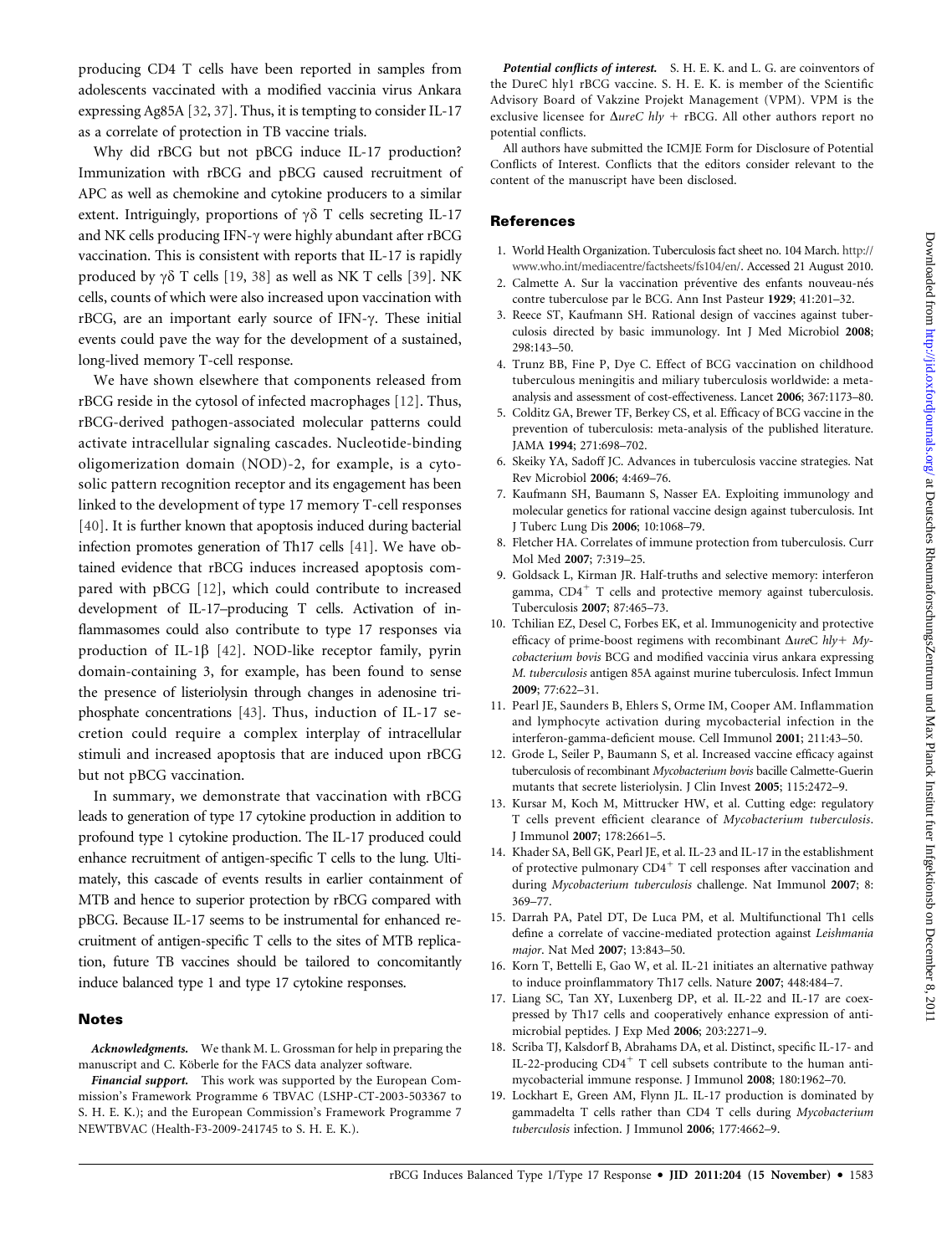producing CD4 T cells have been reported in samples from adolescents vaccinated with a modified vaccinia virus Ankara expressing Ag85A [32, 37]. Thus, it is tempting to consider IL-17 as a correlate of protection in TB vaccine trials.

Why did rBCG but not pBCG induce IL-17 production? Immunization with rBCG and pBCG caused recruitment of APC as well as chemokine and cytokine producers to a similar extent. Intriguingly, proportions of γδ T cells secreting IL-17 and NK cells producing IFN-γ were highly abundant after rBCG vaccination. This is consistent with reports that IL-17 is rapidly produced by γδ T cells [19, 38] as well as NK T cells [39]. NK cells, counts of which were also increased upon vaccination with rBCG, are an important early source of IFN-γ. These initial events could pave the way for the development of a sustained, long-lived memory T-cell response.

We have shown elsewhere that components released from rBCG reside in the cytosol of infected macrophages [12]. Thus, rBCG-derived pathogen-associated molecular patterns could activate intracellular signaling cascades. Nucleotide-binding oligomerization domain (NOD)-2, for example, is a cytosolic pattern recognition receptor and its engagement has been linked to the development of type 17 memory T-cell responses [40]. It is further known that apoptosis induced during bacterial infection promotes generation of Th17 cells [41]. We have obtained evidence that rBCG induces increased apoptosis compared with pBCG [12], which could contribute to increased development of IL-17–producing T cells. Activation of inflammasomes could also contribute to type 17 responses via production of IL-1β [42]. NOD-like receptor family, pyrin domain-containing 3, for example, has been found to sense the presence of listeriolysin through changes in adenosine triphosphate concentrations [43]. Thus, induction of IL-17 secretion could require a complex interplay of intracellular stimuli and increased apoptosis that are induced upon rBCG but not pBCG vaccination.

In summary, we demonstrate that vaccination with rBCG leads to generation of type 17 cytokine production in addition to profound type 1 cytokine production. The IL-17 produced could enhance recruitment of antigen-specific T cells to the lung. Ultimately, this cascade of events results in earlier containment of MTB and hence to superior protection by rBCG compared with pBCG. Because IL-17 seems to be instrumental for enhanced recruitment of antigen-specific T cells to the sites of MTB replication, future TB vaccines should be tailored to concomitantly induce balanced type 1 and type 17 cytokine responses.

## Notes

***Acknowledgments.*** We thank M. L. Grossman for help in preparing the manuscript and C. Köberle for the FACS data analyzer software.

***Financial support.*** This work was supported by the European Commission's Framework Programme 6 TBVAC (LSHP-CT-2003-503367 to S. H. E. K.); and the European Commission's Framework Programme 7 NEWTBVAC (Health-F3-2009-241745 to S. H. E. K.).

***Potential conflicts of interest.*** S. H. E. K. and L. G. are coinventors of the DureC hly1 rBCG vaccine. S. H. E. K. is member of the Scientific Advisory Board of Vakzine Projekt Management (VPM). VPM is the exclusive licensee for Δ*ureC hly* + rBCG. All other authors report no potential conflicts.

All authors have submitted the ICMJE Form for Disclosure of Potential Conflicts of Interest. Conflicts that the editors consider relevant to the content of the manuscript have been disclosed.

## References

1. World Health Organization. Tuberculosis fact sheet no. 104 March. http://www.who.int/mediacentre/factsheets/fs104/en/. Accessed 21 August 2010.
2. Calmette A. Sur la vaccination préventive des enfants nouveau-nés contre tuberculose par le BCG. Ann Inst Pasteur **1929**; 41:201–32.
3. Reece ST, Kaufmann SH. Rational design of vaccines against tuberculosis directed by basic immunology. Int J Med Microbiol **2008**; 298:143–50.
4. Trunz BB, Fine P, Dye C. Effect of BCG vaccination on childhood tuberculous meningitis and miliary tuberculosis worldwide: a meta-analysis and assessment of cost-effectiveness. Lancet **2006**; 367:1173–80.
5. Colditz GA, Brewer TF, Berkey CS, et al. Efficacy of BCG vaccine in the prevention of tuberculosis: meta-analysis of the published literature. JAMA **1994**; 271:698–702.
6. Skeiky YA, Sadoff JC. Advances in tuberculosis vaccine strategies. Nat Rev Microbiol **2006**; 4:469–76.
7. Kaufmann SH, Baumann S, Nasser EA. Exploiting immunology and molecular genetics for rational vaccine design against tuberculosis. Int J Tuberc Lung Dis **2006**; 10:1068–79.
8. Fletcher HA. Correlates of immune protection from tuberculosis. Curr Mol Med **2007**; 7:319–25.
9. Goldsack L, Kirman JR. Half-truths and selective memory: interferon gamma, CD4$^{+}$ T cells and protective memory against tuberculosis. Tuberculosis **2007**; 87:465–73.
10. Tchilian EZ, Desel C, Forbes EK, et al. Immunogenicity and protective efficacy of prime-boost regimens with recombinant Δ*ure*C *hly*+ *Mycobacterium bovis* BCG and modified vaccinia virus ankara expressing *M. tuberculosis* antigen 85A against murine tuberculosis. Infect Immun **2009**; 77:622–31.
11. Pearl JE, Saunders B, Ehlers S, Orme IM, Cooper AM. Inflammation and lymphocyte activation during mycobacterial infection in the interferon-gamma-deficient mouse. Cell Immunol **2001**; 211:43–50.
12. Grode L, Seiler P, Baumann S, et al. Increased vaccine efficacy against tuberculosis of recombinant *Mycobacterium bovis* bacille Calmette-Guerin mutants that secrete listeriolysin. J Clin Invest **2005**; 115:2472–9.
13. Kursar M, Koch M, Mittrucker HW, et al. Cutting edge: regulatory T cells prevent efficient clearance of *Mycobacterium tuberculosis*. J Immunol **2007**; 178:2661–5.
14. Khader SA, Bell GK, Pearl JE, et al. IL-23 and IL-17 in the establishment of protective pulmonary CD4$^{+}$ T cell responses after vaccination and during *Mycobacterium tuberculosis* challenge. Nat Immunol **2007**; 8: 369–77.
15. Darrah PA, Patel DT, De Luca PM, et al. Multifunctional Th1 cells define a correlate of vaccine-mediated protection against *Leishmania major*. Nat Med **2007**; 13:843–50.
16. Korn T, Bettelli E, Gao W, et al. IL-21 initiates an alternative pathway to induce proinflammatory Th17 cells. Nature **2007**; 448:484–7.
17. Liang SC, Tan XY, Luxenberg DP, et al. IL-22 and IL-17 are coexpressed by Th17 cells and cooperatively enhance expression of antimicrobial peptides. J Exp Med **2006**; 203:2271–9.
18. Scriba TJ, Kalsdorf B, Abrahams DA, et al. Distinct, specific IL-17- and IL-22-producing CD4$^{+}$ T cell subsets contribute to the human anti-mycobacterial immune response. J Immunol **2008**; 180:1962–70.
19. Lockhart E, Green AM, Flynn JL. IL-17 production is dominated by gammadelta T cells rather than CD4 T cells during *Mycobacterium tuberculosis* infection. J Immunol **2006**; 177:4662–9.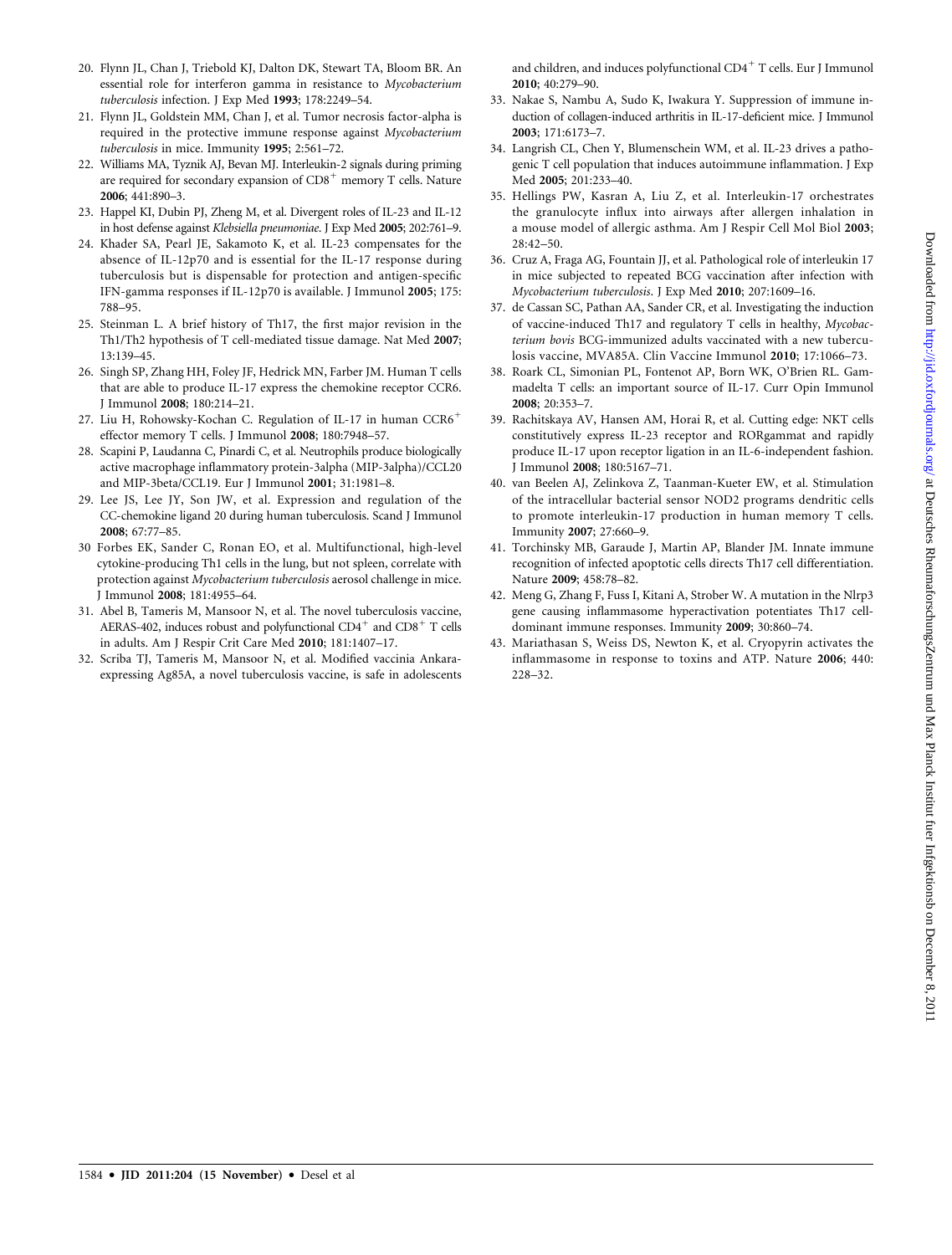20. Flynn JL, Chan J, Triebold KJ, Dalton DK, Stewart TA, Bloom BR. An essential role for interferon gamma in resistance to *Mycobacterium tuberculosis* infection. J Exp Med **1993**; 178:2249–54.
21. Flynn JL, Goldstein MM, Chan J, et al. Tumor necrosis factor-alpha is required in the protective immune response against *Mycobacterium tuberculosis* in mice. Immunity **1995**; 2:561–72.
22. Williams MA, Tyznik AJ, Bevan MJ. Interleukin-2 signals during priming are required for secondary expansion of $CD8^+$ memory T cells. Nature **2006**; 441:890–3.
23. Happel KI, Dubin PJ, Zheng M, et al. Divergent roles of IL-23 and IL-12 in host defense against *Klebsiella pneumoniae*. J Exp Med **2005**; 202:761–9.
24. Khader SA, Pearl JE, Sakamoto K, et al. IL-23 compensates for the absence of IL-12p70 and is essential for the IL-17 response during tuberculosis but is dispensable for protection and antigen-specific IFN-gamma responses if IL-12p70 is available. J Immunol **2005**; 175: 788–95.
25. Steinman L. A brief history of Th17, the first major revision in the Th1/Th2 hypothesis of T cell-mediated tissue damage. Nat Med **2007**; 13:139–45.
26. Singh SP, Zhang HH, Foley JF, Hedrick MN, Farber JM. Human T cells that are able to produce IL-17 express the chemokine receptor CCR6. J Immunol **2008**; 180:214–21.
27. Liu H, Rohowsky-Kochan C. Regulation of IL-17 in human $CCR6^+$ effector memory T cells. J Immunol **2008**; 180:7948–57.
28. Scapini P, Laudanna C, Pinardi C, et al. Neutrophils produce biologically active macrophage inflammatory protein-3alpha (MIP-3alpha)/CCL20 and MIP-3beta/CCL19. Eur J Immunol **2001**; 31:1981–8.
29. Lee JS, Lee JY, Son JW, et al. Expression and regulation of the CC-chemokine ligand 20 during human tuberculosis. Scand J Immunol **2008**; 67:77–85.
30 Forbes EK, Sander C, Ronan EO, et al. Multifunctional, high-level cytokine-producing Th1 cells in the lung, but not spleen, correlate with protection against *Mycobacterium tuberculosis* aerosol challenge in mice. J Immunol **2008**; 181:4955–64.
31. Abel B, Tameris M, Mansoor N, et al. The novel tuberculosis vaccine, AERAS-402, induces robust and polyfunctional $CD4^+$ and $CD8^+$ T cells in adults. Am J Respir Crit Care Med **2010**; 181:1407–17.
32. Scriba TJ, Tameris M, Mansoor N, et al. Modified vaccinia Ankara-expressing Ag85A, a novel tuberculosis vaccine, is safe in adolescents and children, and induces polyfunctional $CD4^+$ T cells. Eur J Immunol **2010**; 40:279–90.
33. Nakae S, Nambu A, Sudo K, Iwakura Y. Suppression of immune induction of collagen-induced arthritis in IL-17-deficient mice. J Immunol **2003**; 171:6173–7.
34. Langrish CL, Chen Y, Blumenschein WM, et al. IL-23 drives a pathogenic T cell population that induces autoimmune inflammation. J Exp Med **2005**; 201:233–40.
35. Hellings PW, Kasran A, Liu Z, et al. Interleukin-17 orchestrates the granulocyte influx into airways after allergen inhalation in a mouse model of allergic asthma. Am J Respir Cell Mol Biol **2003**; 28:42–50.
36. Cruz A, Fraga AG, Fountain JJ, et al. Pathological role of interleukin 17 in mice subjected to repeated BCG vaccination after infection with *Mycobacterium tuberculosis*. J Exp Med **2010**; 207:1609–16.
37. de Cassan SC, Pathan AA, Sander CR, et al. Investigating the induction of vaccine-induced Th17 and regulatory T cells in healthy, *Mycobacterium bovis* BCG-immunized adults vaccinated with a new tuberculosis vaccine, MVA85A. Clin Vaccine Immunol **2010**; 17:1066–73.
38. Roark CL, Simonian PL, Fontenot AP, Born WK, O'Brien RL. Gammadelta T cells: an important source of IL-17. Curr Opin Immunol **2008**; 20:353–7.
39. Rachitskaya AV, Hansen AM, Horai R, et al. Cutting edge: NKT cells constitutively express IL-23 receptor and RORgammat and rapidly produce IL-17 upon receptor ligation in an IL-6-independent fashion. J Immunol **2008**; 180:5167–71.
40. van Beelen AJ, Zelinkova Z, Taanman-Kueter EW, et al. Stimulation of the intracellular bacterial sensor NOD2 programs dendritic cells to promote interleukin-17 production in human memory T cells. Immunity **2007**; 27:660–9.
41. Torchinsky MB, Garaude J, Martin AP, Blander JM. Innate immune recognition of infected apoptotic cells directs Th17 cell differentiation. Nature **2009**; 458:78–82.
42. Meng G, Zhang F, Fuss I, Kitani A, Strober W. A mutation in the Nlrp3 gene causing inflammasome hyperactivation potentiates Th17 cell-dominant immune responses. Immunity **2009**; 30:860–74.
43. Mariathasan S, Weiss DS, Newton K, et al. Cryopyrin activates the inflammasome in response to toxins and ATP. Nature **2006**; 440: 228–32.